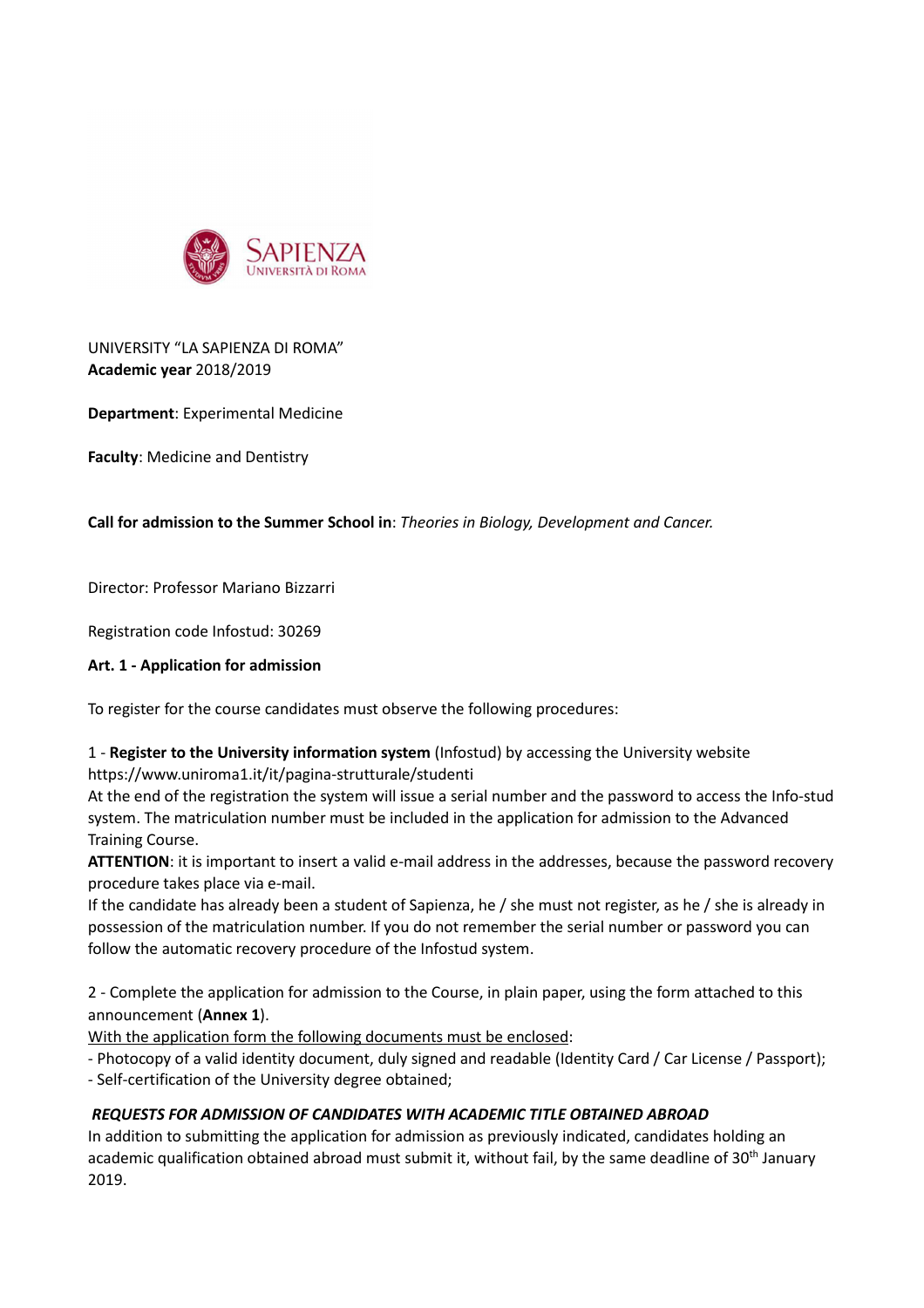UNIVERSITY "LA SAPIENZA DI ROMA"
**Academic year** 2018/2019

**Department**: Experimental Medicine

**Faculty**: Medicine and Dentistry

**Call for admission to the Summer School in**: *Theories in Biology, Development and Cancer.*

Director: Professor Mariano Bizzarri

Registration code Infostud: 30269

**Art. 1 - Application for admission**

To register for the course candidates must observe the following procedures:

1 - **Register to the University information system** (Infostud) by accessing the University website https://www.uniroma1.it/it/pagina-strutturale/studenti
At the end of the registration the system will issue a serial number and the password to access the Info-stud system. The matriculation number must be included in the application for admission to the Advanced Training Course.
**ATTENTION**: it is important to insert a valid e-mail address in the addresses, because the password recovery procedure takes place via e-mail.
If the candidate has already been a student of Sapienza, he / she must not register, as he / she is already in possession of the matriculation number. If you do not remember the serial number or password you can follow the automatic recovery procedure of the Infostud system.

2 - Complete the application for admission to the Course, in plain paper, using the form attached to this announcement (**Annex 1**).
With the application form the following documents must be enclosed:
- Photocopy of a valid identity document, duly signed and readable (Identity Card / Car License / Passport);
- Self-certification of the University degree obtained;

***REQUESTS FOR ADMISSION OF CANDIDATES WITH ACADEMIC TITLE OBTAINED ABROAD***
In addition to submitting the application for admission as previously indicated, candidates holding an academic qualification obtained abroad must submit it, without fail, by the same deadline of 30th January 2019.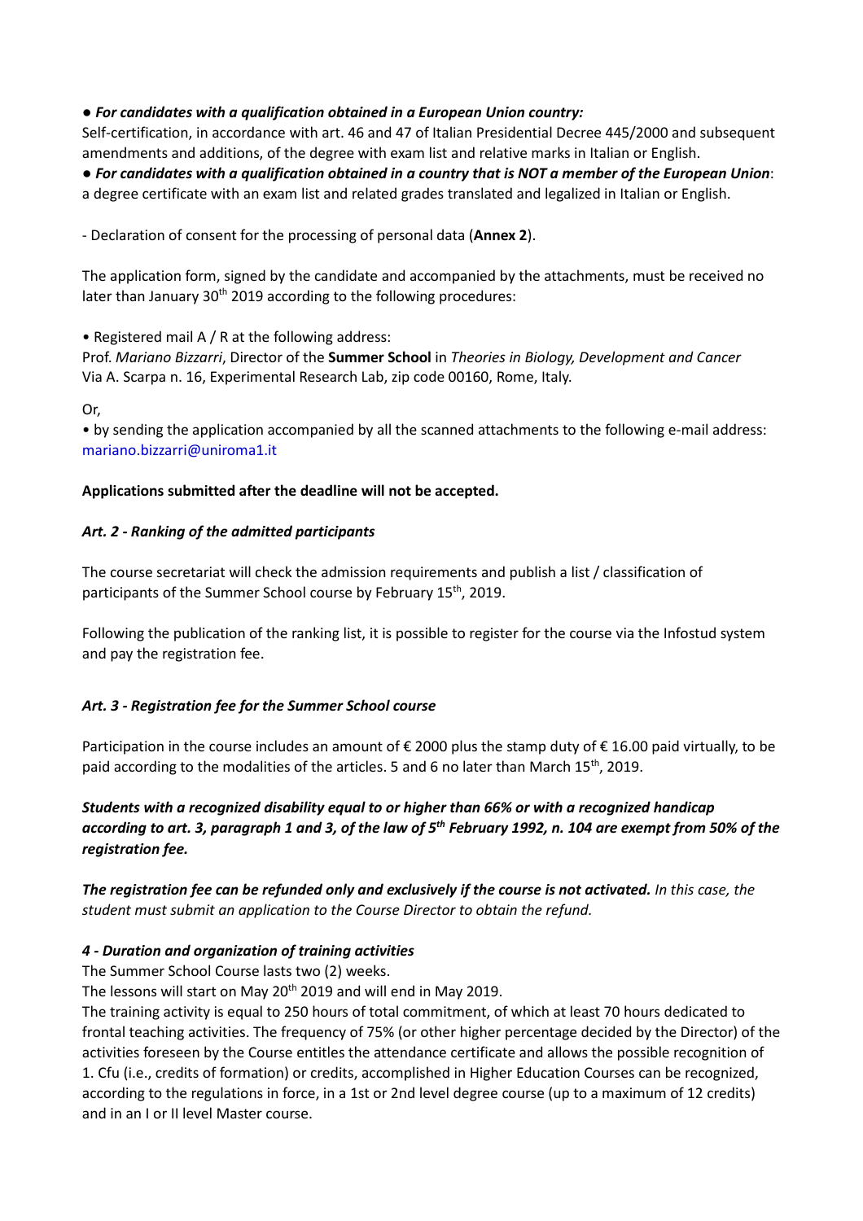● ***For candidates with a qualification obtained in a European Union country:***
Self-certification, in accordance with art. 46 and 47 of Italian Presidential Decree 445/2000 and subsequent amendments and additions, of the degree with exam list and relative marks in Italian or English.
● ***For candidates with a qualification obtained in a country that is NOT a member of the European Union***:
a degree certificate with an exam list and related grades translated and legalized in Italian or English.

- Declaration of consent for the processing of personal data (**Annex 2**).

The application form, signed by the candidate and accompanied by the attachments, must be received no later than January 30th 2019 according to the following procedures:

• Registered mail A / R at the following address:
Prof. *Mariano Bizzarri*, Director of the **Summer School** in *Theories in Biology, Development and Cancer*
Via A. Scarpa n. 16, Experimental Research Lab, zip code 00160, Rome, Italy.

Or,

• by sending the application accompanied by all the scanned attachments to the following e-mail address: mariano.bizzarri@uniroma1.it

**Applications submitted after the deadline will not be accepted.**

### *Art. 2 - Ranking of the admitted participants*

The course secretariat will check the admission requirements and publish a list / classification of participants of the Summer School course by February 15th, 2019.

Following the publication of the ranking list, it is possible to register for the course via the Infostud system and pay the registration fee.

### *Art. 3 - Registration fee for the Summer School course*

Participation in the course includes an amount of € 2000 plus the stamp duty of € 16.00 paid virtually, to be paid according to the modalities of the articles. 5 and 6 no later than March 15th, 2019.

***Students with a recognized disability equal to or higher than 66% or with a recognized handicap according to art. 3, paragraph 1 and 3, of the law of 5th February 1992, n. 104 are exempt from 50% of the registration fee.***

***The registration fee can be refunded only and exclusively if the course is not activated.*** *In this case, the student must submit an application to the Course Director to obtain the refund.*

### *4 - Duration and organization of training activities*

The Summer School Course lasts two (2) weeks.
The lessons will start on May 20th 2019 and will end in May 2019.
The training activity is equal to 250 hours of total commitment, of which at least 70 hours dedicated to frontal teaching activities. The frequency of 75% (or other higher percentage decided by the Director) of the activities foreseen by the Course entitles the attendance certificate and allows the possible recognition of 1. Cfu (i.e., credits of formation) or credits, accomplished in Higher Education Courses can be recognized, according to the regulations in force, in a 1st or 2nd level degree course (up to a maximum of 12 credits) and in an I or II level Master course.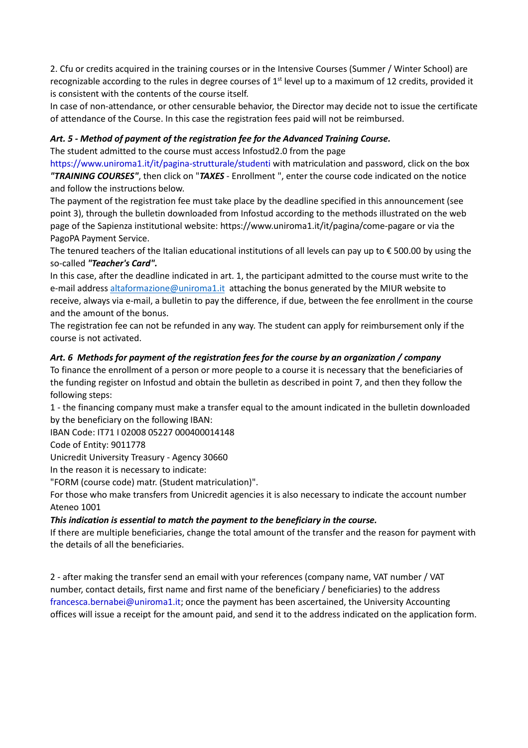2. Cfu or credits acquired in the training courses or in the Intensive Courses (Summer / Winter School) are recognizable according to the rules in degree courses of 1st level up to a maximum of 12 credits, provided it is consistent with the contents of the course itself.

In case of non-attendance, or other censurable behavior, the Director may decide not to issue the certificate of attendance of the Course. In this case the registration fees paid will not be reimbursed.

***Art. 5 - Method of payment of the registration fee for the Advanced Training Course.***

The student admitted to the course must access Infostud2.0 from the page https://www.uniroma1.it/it/pagina-strutturale/studenti with matriculation and password, click on the box ***"TRAINING COURSES"***, then click on "***TAXES*** - Enrollment ", enter the course code indicated on the notice and follow the instructions below.

The payment of the registration fee must take place by the deadline specified in this announcement (see point 3), through the bulletin downloaded from Infostud according to the methods illustrated on the web page of the Sapienza institutional website: https://www.uniroma1.it/it/pagina/come-pagare or via the PagoPA Payment Service.

The tenured teachers of the Italian educational institutions of all levels can pay up to € 500.00 by using the so-called ***"Teacher's Card".***

In this case, after the deadline indicated in art. 1, the participant admitted to the course must write to the e-mail address altaformazione@uniroma1.it attaching the bonus generated by the MIUR website to receive, always via e-mail, a bulletin to pay the difference, if due, between the fee enrollment in the course and the amount of the bonus.

The registration fee can not be refunded in any way. The student can apply for reimbursement only if the course is not activated.

***Art. 6 Methods for payment of the registration fees for the course by an organization / company***

To finance the enrollment of a person or more people to a course it is necessary that the beneficiaries of the funding register on Infostud and obtain the bulletin as described in point 7, and then they follow the following steps:

1 - the financing company must make a transfer equal to the amount indicated in the bulletin downloaded by the beneficiary on the following IBAN:

IBAN Code: IT71 I 02008 05227 000400014148

Code of Entity: 9011778

Unicredit University Treasury - Agency 30660

In the reason it is necessary to indicate:

"FORM (course code) matr. (Student matriculation)".

For those who make transfers from Unicredit agencies it is also necessary to indicate the account number Ateneo 1001

***This indication is essential to match the payment to the beneficiary in the course.***

If there are multiple beneficiaries, change the total amount of the transfer and the reason for payment with the details of all the beneficiaries.

2 - after making the transfer send an email with your references (company name, VAT number / VAT number, contact details, first name and first name of the beneficiary / beneficiaries) to the address francesca.bernabei@uniroma1.it; once the payment has been ascertained, the University Accounting offices will issue a receipt for the amount paid, and send it to the address indicated on the application form.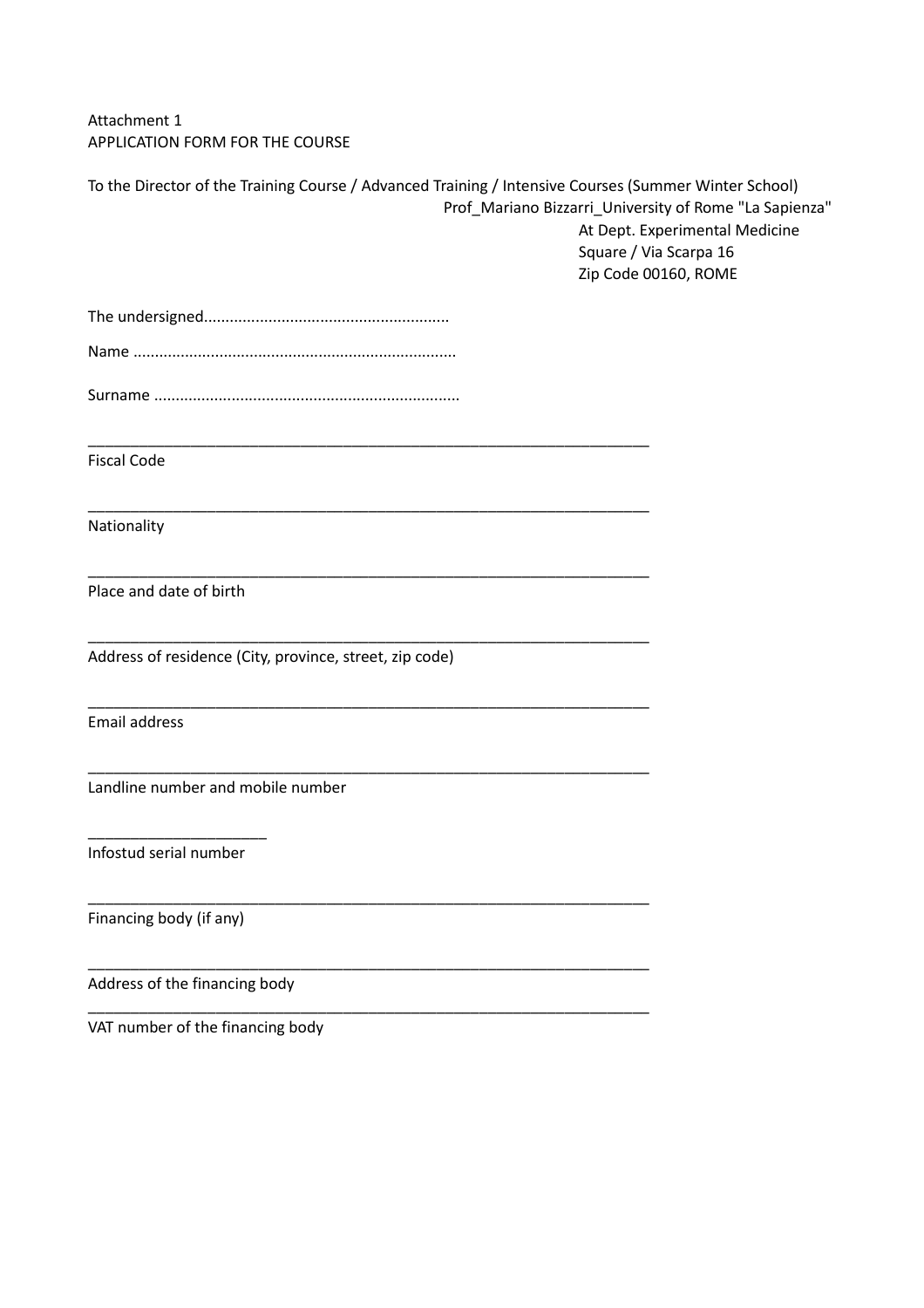Attachment 1
APPLICATION FORM FOR THE COURSE

To the Director of the Training Course / Advanced Training / Intensive Courses (Summer Winter School)
Prof_Mariano Bizzarri_University of Rome "La Sapienza"
At Dept. Experimental Medicine
Square / Via Scarpa 16
Zip Code 00160, ROME

The undersigned.........................................................

Name ..........................................................................

Surname ......................................................................

______________________________________________________________________
Fiscal Code

______________________________________________________________________
Nationality

______________________________________________________________________
Place and date of birth

______________________________________________________________________
Address of residence (City, province, street, zip code)

______________________________________________________________________
Email address

______________________________________________________________________
Landline number and mobile number

______________________
Infostud serial number

______________________________________________________________________
Financing body (if any)

______________________________________________________________________
Address of the financing body

______________________________________________________________________
VAT number of the financing body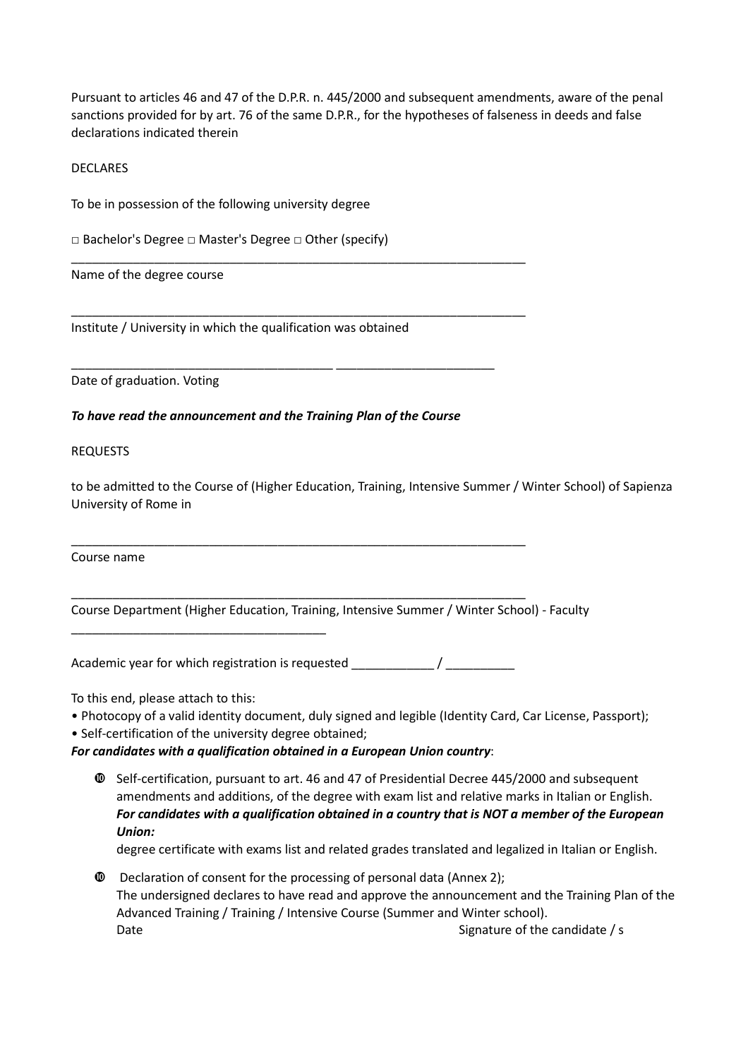Pursuant to articles 46 and 47 of the D.P.R. n. 445/2000 and subsequent amendments, aware of the penal sanctions provided for by art. 76 of the same D.P.R., for the hypotheses of falseness in deeds and false declarations indicated therein

DECLARES

To be in possession of the following university degree

□ Bachelor's Degree □ Master's Degree □ Other (specify)

_____________________________________________________________________

Name of the degree course

_____________________________________________________________________

Institute / University in which the qualification was obtained

_______________________________________ ________________________

Date of graduation. Voting

***To have read the announcement and the Training Plan of the Course***

REQUESTS

to be admitted to the Course of (Higher Education, Training, Intensive Summer / Winter School) of Sapienza University of Rome in

_____________________________________________________________________

Course name

_____________________________________________________________________

Course Department (Higher Education, Training, Intensive Summer / Winter School) - Faculty

______________________________________

Academic year for which registration is requested ____________ / __________

To this end, please attach to this:

- Photocopy of a valid identity document, duly signed and legible (Identity Card, Car License, Passport);
- Self-certification of the university degree obtained;

***For candidates with a qualification obtained in a European Union country***:

- Self-certification, pursuant to art. 46 and 47 of Presidential Decree 445/2000 and subsequent amendments and additions, of the degree with exam list and relative marks in Italian or English.
  ***For candidates with a qualification obtained in a country that is NOT a member of the European Union:***
  degree certificate with exams list and related grades translated and legalized in Italian or English.

- Declaration of consent for the processing of personal data (Annex 2);
  The undersigned declares to have read and approve the announcement and the Training Plan of the Advanced Training / Training / Intensive Course (Summer and Winter school).
  Date                                                                 Signature of the candidate / s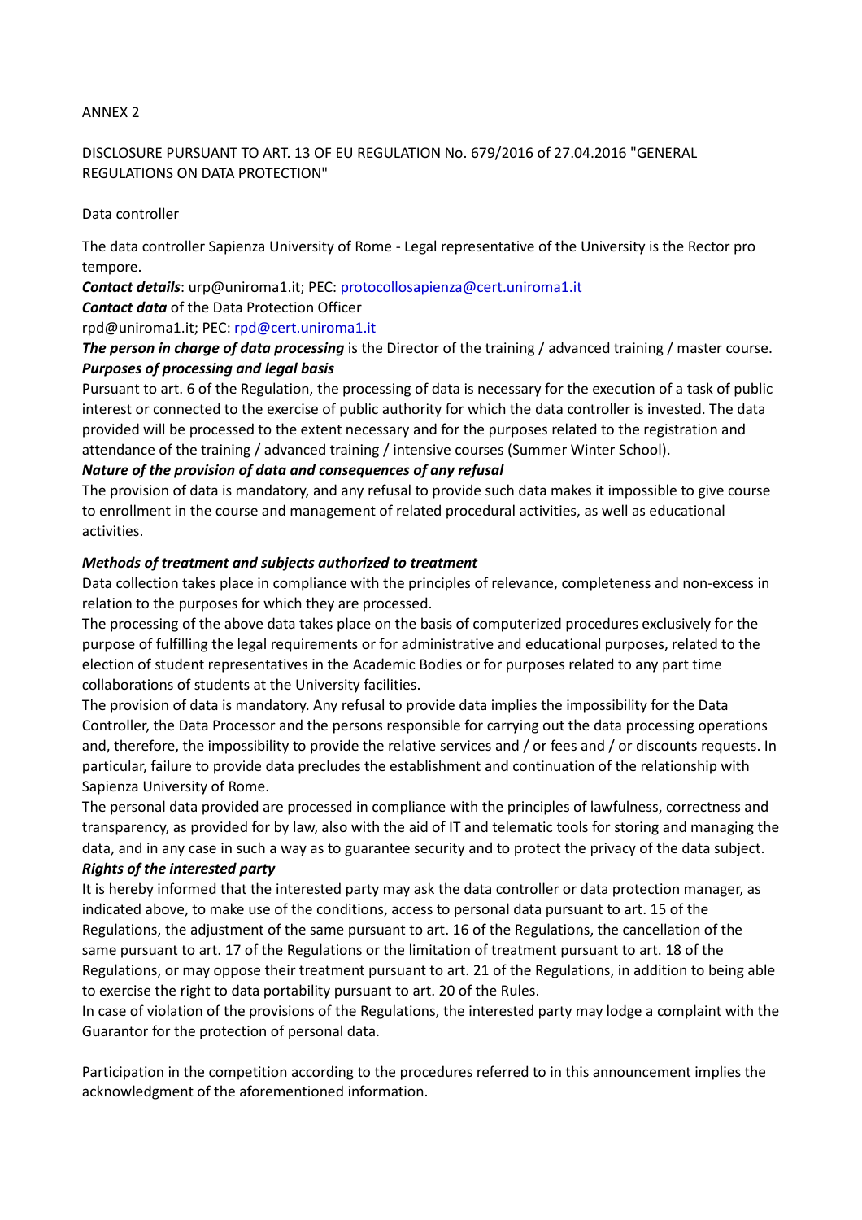ANNEX 2

DISCLOSURE PURSUANT TO ART. 13 OF EU REGULATION No. 679/2016 of 27.04.2016 "GENERAL REGULATIONS ON DATA PROTECTION"

Data controller

The data controller Sapienza University of Rome - Legal representative of the University is the Rector pro tempore.

***Contact details***: urp@uniroma1.it; PEC: protocollosapienza@cert.uniroma1.it

***Contact data*** of the Data Protection Officer

rpd@uniroma1.it; PEC: rpd@cert.uniroma1.it

***The person in charge of data processing*** is the Director of the training / advanced training / master course.

***Purposes of processing and legal basis***

Pursuant to art. 6 of the Regulation, the processing of data is necessary for the execution of a task of public interest or connected to the exercise of public authority for which the data controller is invested. The data provided will be processed to the extent necessary and for the purposes related to the registration and attendance of the training / advanced training / intensive courses (Summer Winter School).

***Nature of the provision of data and consequences of any refusal***

The provision of data is mandatory, and any refusal to provide such data makes it impossible to give course to enrollment in the course and management of related procedural activities, as well as educational activities.

***Methods of treatment and subjects authorized to treatment***

Data collection takes place in compliance with the principles of relevance, completeness and non-excess in relation to the purposes for which they are processed.

The processing of the above data takes place on the basis of computerized procedures exclusively for the purpose of fulfilling the legal requirements or for administrative and educational purposes, related to the election of student representatives in the Academic Bodies or for purposes related to any part time collaborations of students at the University facilities.

The provision of data is mandatory. Any refusal to provide data implies the impossibility for the Data Controller, the Data Processor and the persons responsible for carrying out the data processing operations and, therefore, the impossibility to provide the relative services and / or fees and / or discounts requests. In particular, failure to provide data precludes the establishment and continuation of the relationship with Sapienza University of Rome.

The personal data provided are processed in compliance with the principles of lawfulness, correctness and transparency, as provided for by law, also with the aid of IT and telematic tools for storing and managing the data, and in any case in such a way as to guarantee security and to protect the privacy of the data subject.

***Rights of the interested party***

It is hereby informed that the interested party may ask the data controller or data protection manager, as indicated above, to make use of the conditions, access to personal data pursuant to art. 15 of the Regulations, the adjustment of the same pursuant to art. 16 of the Regulations, the cancellation of the same pursuant to art. 17 of the Regulations or the limitation of treatment pursuant to art. 18 of the Regulations, or may oppose their treatment pursuant to art. 21 of the Regulations, in addition to being able to exercise the right to data portability pursuant to art. 20 of the Rules.

In case of violation of the provisions of the Regulations, the interested party may lodge a complaint with the Guarantor for the protection of personal data.

Participation in the competition according to the procedures referred to in this announcement implies the acknowledgment of the aforementioned information.